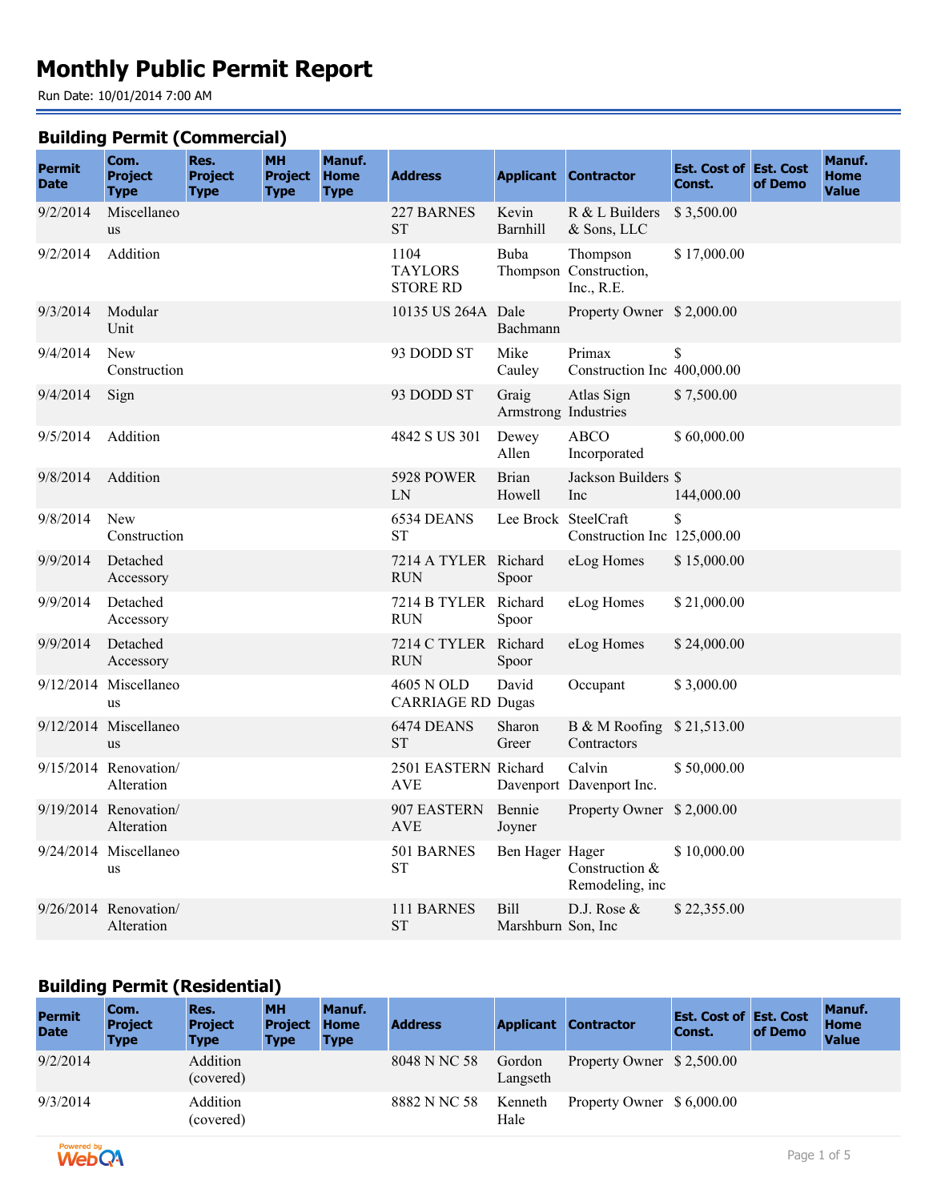# Monthly Public Permit Report

Run Date: 10/01/2014 7:00 AM

## Building Permit (Commercial)

| Permit Date | Com. Project Type | Res. Project Type | MH Project Type | Manuf. Home Type | Address | Applicant | Contractor | Est. Cost of Const. | Est. Cost of Demo | Manuf. Home Value |
|---|---|---|---|---|---|---|---|---|---|---|
| 9/2/2014 | Miscellaneous | | | | 227 BARNES ST | Kevin Barnhill | R & L Builders & Sons, LLC | $ 3,500.00 | | |
| 9/2/2014 | Addition | | | | 1104 TAYLORS STORE RD | Buba Thompson | Thompson Construction, Inc., R.E. | $ 17,000.00 | | |
| 9/3/2014 | Modular Unit | | | | 10135 US 264A | Dale Bachmann | Property Owner | $ 2,000.00 | | |
| 9/4/2014 | New Construction | | | | 93 DODD ST | Mike Cauley | Primax Construction Inc | $ 400,000.00 | | |
| 9/4/2014 | Sign | | | | 93 DODD ST | Graig Armstrong | Atlas Sign Industries | $ 7,500.00 | | |
| 9/5/2014 | Addition | | | | 4842 S US 301 | Dewey Allen | ABCO Incorporated | $ 60,000.00 | | |
| 9/8/2014 | Addition | | | | 5928 POWER LN | Brian Howell | Jackson Builders Inc | $ 144,000.00 | | |
| 9/8/2014 | New Construction | | | | 6534 DEANS ST | Lee Brock | SteelCraft Construction Inc | $ 125,000.00 | | |
| 9/9/2014 | Detached Accessory | | | | 7214 A TYLER RUN | Richard Spoor | eLog Homes | $ 15,000.00 | | |
| 9/9/2014 | Detached Accessory | | | | 7214 B TYLER RUN | Richard Spoor | eLog Homes | $ 21,000.00 | | |
| 9/9/2014 | Detached Accessory | | | | 7214 C TYLER RUN | Richard Spoor | eLog Homes | $ 24,000.00 | | |
| 9/12/2014 | Miscellaneous | | | | 4605 N OLD CARRIAGE RD | David Dugas | Occupant | $ 3,000.00 | | |
| 9/12/2014 | Miscellaneous | | | | 6474 DEANS ST | Sharon Greer | B & M Roofing Contractors | $ 21,513.00 | | |
| 9/15/2014 | Renovation/ Alteration | | | | 2501 EASTERN AVE | Richard Davenport | Calvin Davenport Inc. | $ 50,000.00 | | |
| 9/19/2014 | Renovation/ Alteration | | | | 907 EASTERN AVE | Bennie Joyner | Property Owner | $ 2,000.00 | | |
| 9/24/2014 | Miscellaneous | | | | 501 BARNES ST | Ben Hager | Hager Construction & Remodeling, inc | $ 10,000.00 | | |
| 9/26/2014 | Renovation/ Alteration | | | | 111 BARNES ST | Bill Marshburn | D.J. Rose & Son, Inc | $ 22,355.00 | | |

## Building Permit (Residential)

| Permit Date | Com. Project Type | Res. Project Type | MH Project Type | Manuf. Home Type | Address | Applicant | Contractor | Est. Cost of Const. | Est. Cost of Demo | Manuf. Home Value |
|---|---|---|---|---|---|---|---|---|---|---|
| 9/2/2014 | | Addition (covered) | | | 8048 N NC 58 | Gordon Langseth | Property Owner | $ 2,500.00 | | |
| 9/3/2014 | | Addition (covered) | | | 8882 N NC 58 | Kenneth Hale | Property Owner | $ 6,000.00 | | |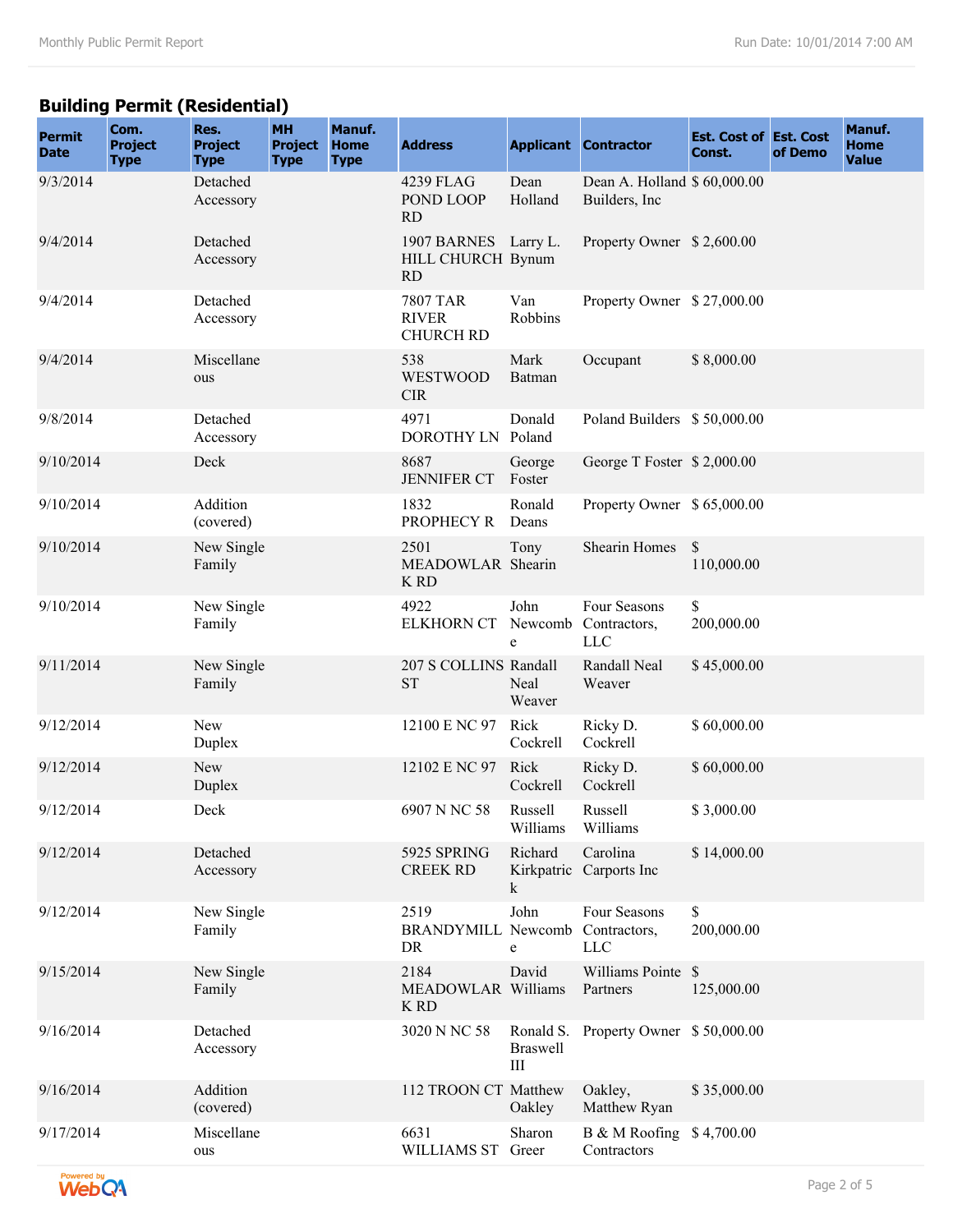## Building Permit (Residential)

| Permit Date | Com. Project Type | Res. Project Type | MH Project Type | Manuf. Home Type | Address | Applicant | Contractor | Est. Cost of Const. | Est. Cost of Demo | Manuf. Home Value |
|---|---|---|---|---|---|---|---|---|---|---|
| 9/3/2014 | | Detached Accessory | | | 4239 FLAG POND LOOP RD | Dean Holland | Dean A. Holland Builders, Inc | $ 60,000.00 | | |
| 9/4/2014 | | Detached Accessory | | | 1907 BARNES HILL CHURCH RD | Larry L. Bynum | Property Owner | $ 2,600.00 | | |
| 9/4/2014 | | Detached Accessory | | | 7807 TAR RIVER CHURCH RD | Van Robbins | Property Owner | $ 27,000.00 | | |
| 9/4/2014 | | Miscellaneous | | | 538 WESTWOOD CIR | Mark Batman | Occupant | $ 8,000.00 | | |
| 9/8/2014 | | Detached Accessory | | | 4971 DOROTHY LN | Donald Poland | Poland Builders | $ 50,000.00 | | |
| 9/10/2014 | | Deck | | | 8687 JENNIFER CT | George Foster | George T Foster | $ 2,000.00 | | |
| 9/10/2014 | | Addition (covered) | | | 1832 PROPHECY R | Ronald Deans | Property Owner | $ 65,000.00 | | |
| 9/10/2014 | | New Single Family | | | 2501 MEADOWLARK RD | Tony Shearin | Shearin Homes | $ 110,000.00 | | |
| 9/10/2014 | | New Single Family | | | 4922 ELKHORN CT | John Newcombe | Four Seasons Contractors, LLC | $ 200,000.00 | | |
| 9/11/2014 | | New Single Family | | | 207 S COLLINS ST | Randall Neal Weaver | Randall Neal Weaver | $ 45,000.00 | | |
| 9/12/2014 | | New Duplex | | | 12100 E NC 97 | Rick Cockrell | Ricky D. Cockrell | $ 60,000.00 | | |
| 9/12/2014 | | New Duplex | | | 12102 E NC 97 | Rick Cockrell | Ricky D. Cockrell | $ 60,000.00 | | |
| 9/12/2014 | | Deck | | | 6907 N NC 58 | Russell Williams | Russell Williams | $ 3,000.00 | | |
| 9/12/2014 | | Detached Accessory | | | 5925 SPRING CREEK RD | Richard Kirkpatrick | Carolina Carports Inc | $ 14,000.00 | | |
| 9/12/2014 | | New Single Family | | | 2519 BRANDYMILL DR | John Newcombe | Four Seasons Contractors, LLC | $ 200,000.00 | | |
| 9/15/2014 | | New Single Family | | | 2184 MEADOWLARK RD | David Williams | Williams Pointe Partners | $ 125,000.00 | | |
| 9/16/2014 | | Detached Accessory | | | 3020 N NC 58 | Ronald S. Braswell III | Property Owner | $ 50,000.00 | | |
| 9/16/2014 | | Addition (covered) | | | 112 TROON CT | Matthew Oakley | Oakley, Matthew Ryan | $ 35,000.00 | | |
| 9/17/2014 | | Miscellaneous | | | 6631 WILLIAMS ST | Sharon Greer | B & M Roofing Contractors | $ 4,700.00 | | |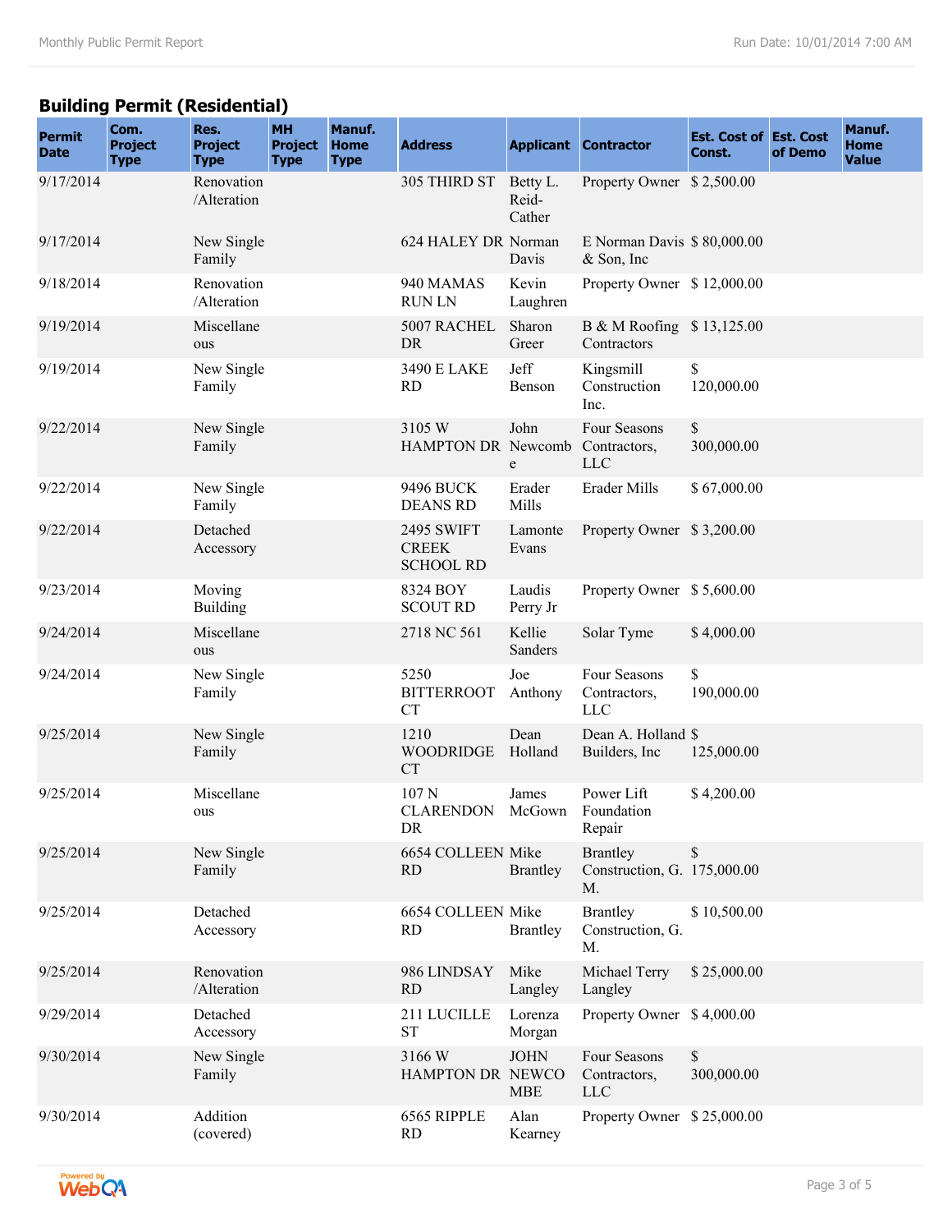## Building Permit (Residential)

| Permit Date | Com. Project Type | Res. Project Type | MH Project Type | Manuf. Home Type | Address | Applicant | Contractor | Est. Cost of Const. | Est. Cost of Demo | Manuf. Home Value |
|---|---|---|---|---|---|---|---|---|---|---|
| 9/17/2014 | | Renovation /Alteration | | | 305 THIRD ST | Betty L. Reid-Cather | Property Owner | $ 2,500.00 | | |
| 9/17/2014 | | New Single Family | | | 624 HALEY DR | Norman Davis | E Norman Davis & Son, Inc | $ 80,000.00 | | |
| 9/18/2014 | | Renovation /Alteration | | | 940 MAMAS RUN LN | Kevin Laughren | Property Owner | $ 12,000.00 | | |
| 9/19/2014 | | Miscellaneous | | | 5007 RACHEL DR | Sharon Greer | B & M Roofing Contractors | $ 13,125.00 | | |
| 9/19/2014 | | New Single Family | | | 3490 E LAKE RD | Jeff Benson | Kingsmill Construction Inc. | $ 120,000.00 | | |
| 9/22/2014 | | New Single Family | | | 3105 W HAMPTON DR | John Newcombe | Four Seasons Contractors, LLC | $ 300,000.00 | | |
| 9/22/2014 | | New Single Family | | | 9496 BUCK DEANS RD | Erader Mills | Erader Mills | $ 67,000.00 | | |
| 9/22/2014 | | Detached Accessory | | | 2495 SWIFT CREEK SCHOOL RD | Lamonte Evans | Property Owner | $ 3,200.00 | | |
| 9/23/2014 | | Moving Building | | | 8324 BOY SCOUT RD | Laudis Perry Jr | Property Owner | $ 5,600.00 | | |
| 9/24/2014 | | Miscellaneous | | | 2718 NC 561 | Kellie Sanders | Solar Tyme | $ 4,000.00 | | |
| 9/24/2014 | | New Single Family | | | 5250 BITTERROOT CT | Joe Anthony | Four Seasons Contractors, LLC | $ 190,000.00 | | |
| 9/25/2014 | | New Single Family | | | 1210 WOODRIDGE CT | Dean Holland | Dean A. Holland Builders, Inc | $ 125,000.00 | | |
| 9/25/2014 | | Miscellaneous | | | 107 N CLARENDON DR | James McGown | Power Lift Foundation Repair | $ 4,200.00 | | |
| 9/25/2014 | | New Single Family | | | 6654 COLLEEN RD | Mike Brantley | Brantley Construction, G. M. | $ 175,000.00 | | |
| 9/25/2014 | | Detached Accessory | | | 6654 COLLEEN RD | Mike Brantley | Brantley Construction, G. M. | $ 10,500.00 | | |
| 9/25/2014 | | Renovation /Alteration | | | 986 LINDSAY RD | Mike Langley | Michael Terry Langley | $ 25,000.00 | | |
| 9/29/2014 | | Detached Accessory | | | 211 LUCILLE ST | Lorenza Morgan | Property Owner | $ 4,000.00 | | |
| 9/30/2014 | | New Single Family | | | 3166 W HAMPTON DR | JOHN NEWCOMBE | Four Seasons Contractors, LLC | $ 300,000.00 | | |
| 9/30/2014 | | Addition (covered) | | | 6565 RIPPLE RD | Alan Kearney | Property Owner | $ 25,000.00 | | |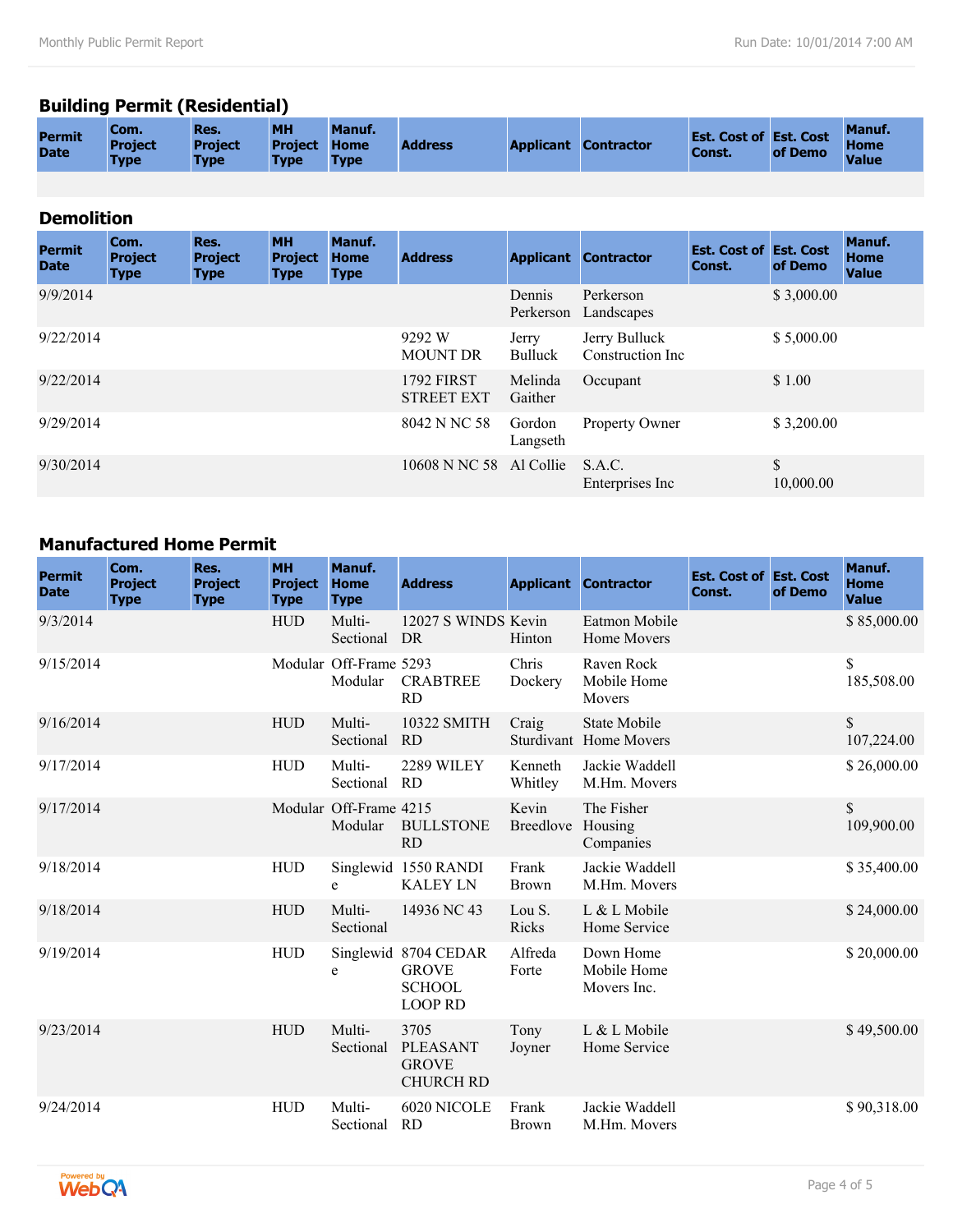## Building Permit (Residential)

| Permit Date | Com. Project Type | Res. Project Type | MH Project Type | Manuf. Home Type | Address | Applicant | Contractor | Est. Cost of Const. | Est. Cost of Demo | Manuf. Home Value |
|---|---|---|---|---|---|---|---|---|---|---|
| | | | | | | | | | | |

## Demolition

| Permit Date | Com. Project Type | Res. Project Type | MH Project Type | Manuf. Home Type | Address | Applicant | Contractor | Est. Cost of Const. | Est. Cost of Demo | Manuf. Home Value |
|---|---|---|---|---|---|---|---|---|---|---|
| 9/9/2014 | | | | | | Dennis Perkerson | Perkerson Landscapes | | $ 3,000.00 | |
| 9/22/2014 | | | | | 9292 W MOUNT DR | Jerry Bulluck | Jerry Bulluck Construction Inc | | $ 5,000.00 | |
| 9/22/2014 | | | | | 1792 FIRST STREET EXT | Melinda Gaither | Occupant | | $ 1.00 | |
| 9/29/2014 | | | | | 8042 N NC 58 | Gordon Langseth | Property Owner | | $ 3,200.00 | |
| 9/30/2014 | | | | | 10608 N NC 58 | Al Collie | S.A.C. Enterprises Inc | | $ 10,000.00 | |

## Manufactured Home Permit

| Permit Date | Com. Project Type | Res. Project Type | MH Project Type | Manuf. Home Type | Address | Applicant | Contractor | Est. Cost of Const. | Est. Cost of Demo | Manuf. Home Value |
|---|---|---|---|---|---|---|---|---|---|---|
| 9/3/2014 | | | HUD | Multi-Sectional | 12027 S WINDS DR | Kevin Hinton | Eatmon Mobile Home Movers | | | $ 85,000.00 |
| 9/15/2014 | | | Modular | Off-Frame Modular | 5293 CRABTREE RD | Chris Dockery | Raven Rock Mobile Home Movers | | | $ 185,508.00 |
| 9/16/2014 | | | HUD | Multi-Sectional | 10322 SMITH RD | Craig Sturdivant | State Mobile Home Movers | | | $ 107,224.00 |
| 9/17/2014 | | | HUD | Multi-Sectional | 2289 WILEY RD | Kenneth Whitley | Jackie Waddell M.Hm. Movers | | | $ 26,000.00 |
| 9/17/2014 | | | Modular | Off-Frame Modular | 4215 BULLSTONE RD | Kevin Breedlove | The Fisher Housing Companies | | | $ 109,900.00 |
| 9/18/2014 | | | HUD | Singlewide | 1550 RANDI KALEY LN | Frank Brown | Jackie Waddell M.Hm. Movers | | | $ 35,400.00 |
| 9/18/2014 | | | HUD | Multi-Sectional | 14936 NC 43 | Lou S. Ricks | L & L Mobile Home Service | | | $ 24,000.00 |
| 9/19/2014 | | | HUD | Singlewide | 8704 CEDAR GROVE SCHOOL LOOP RD | Alfreda Forte | Down Home Mobile Home Movers Inc. | | | $ 20,000.00 |
| 9/23/2014 | | | HUD | Multi-Sectional | 3705 PLEASANT GROVE CHURCH RD | Tony Joyner | L & L Mobile Home Service | | | $ 49,500.00 |
| 9/24/2014 | | | HUD | Multi-Sectional | 6020 NICOLE RD | Frank Brown | Jackie Waddell M.Hm. Movers | | | $ 90,318.00 |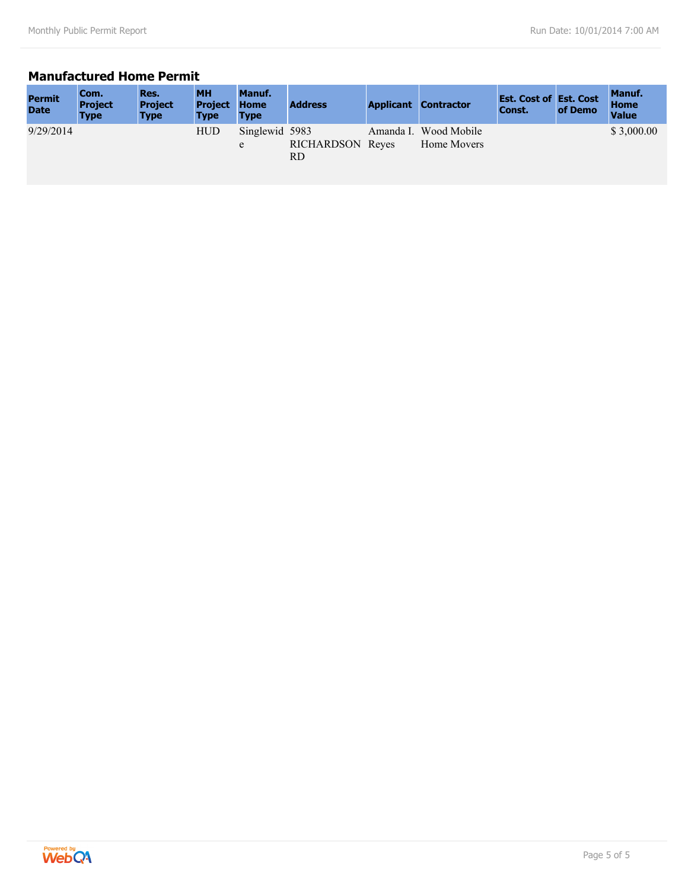## Manufactured Home Permit

| Permit Date | Com. Project Type | Res. Project Type | MH Project Type | Manuf. Home Type | Address | Applicant | Contractor | Est. Cost of Const. | Est. Cost of Demo | Manuf. Home Value |
|---|---|---|---|---|---|---|---|---|---|---|
| 9/29/2014 | | | HUD | Singlewide | 5983 RICHARDSON RD | Amanda I. Reyes | Wood Mobile Home Movers | | | $ 3,000.00 |